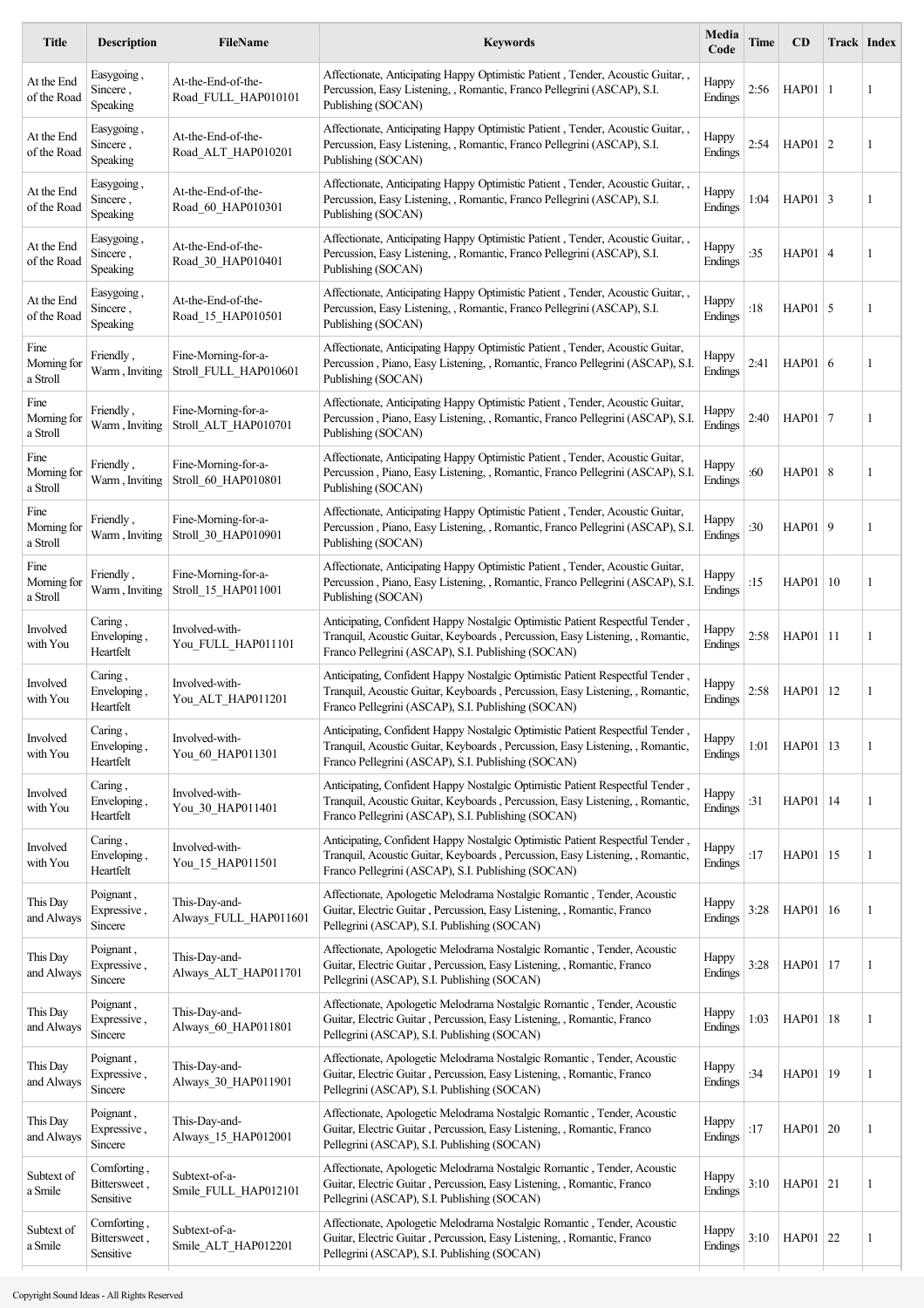| Title | Description | FileName | Keywords | Media Code | Time | CD | Track | Index |
|---|---|---|---|---|---|---|---|---|
| At the End of the Road | Easygoing , Sincere , Speaking | At-the-End-of-the-Road_FULL_HAP010101 | Affectionate, Anticipating Happy Optimistic Patient , Tender, Acoustic Guitar, , Percussion, Easy Listening, , Romantic, Franco Pellegrini (ASCAP), S.I. Publishing (SOCAN) | Happy Endings | 2:56 | HAP01 | 1 | 1 |
| At the End of the Road | Easygoing , Sincere , Speaking | At-the-End-of-the-Road_ALT_HAP010201 | Affectionate, Anticipating Happy Optimistic Patient , Tender, Acoustic Guitar, , Percussion, Easy Listening, , Romantic, Franco Pellegrini (ASCAP), S.I. Publishing (SOCAN) | Happy Endings | 2:54 | HAP01 | 2 | 1 |
| At the End of the Road | Easygoing , Sincere , Speaking | At-the-End-of-the-Road_60_HAP010301 | Affectionate, Anticipating Happy Optimistic Patient , Tender, Acoustic Guitar, , Percussion, Easy Listening, , Romantic, Franco Pellegrini (ASCAP), S.I. Publishing (SOCAN) | Happy Endings | 1:04 | HAP01 | 3 | 1 |
| At the End of the Road | Easygoing , Sincere , Speaking | At-the-End-of-the-Road_30_HAP010401 | Affectionate, Anticipating Happy Optimistic Patient , Tender, Acoustic Guitar, , Percussion, Easy Listening, , Romantic, Franco Pellegrini (ASCAP), S.I. Publishing (SOCAN) | Happy Endings | :35 | HAP01 | 4 | 1 |
| At the End of the Road | Easygoing , Sincere , Speaking | At-the-End-of-the-Road_15_HAP010501 | Affectionate, Anticipating Happy Optimistic Patient , Tender, Acoustic Guitar, , Percussion, Easy Listening, , Romantic, Franco Pellegrini (ASCAP), S.I. Publishing (SOCAN) | Happy Endings | :18 | HAP01 | 5 | 1 |
| Fine Morning for a Stroll | Friendly , Warm , Inviting | Fine-Morning-for-a-Stroll_FULL_HAP010601 | Affectionate, Anticipating Happy Optimistic Patient , Tender, Acoustic Guitar, Percussion , Piano, Easy Listening, , Romantic, Franco Pellegrini (ASCAP), S.I. Publishing (SOCAN) | Happy Endings | 2:41 | HAP01 | 6 | 1 |
| Fine Morning for a Stroll | Friendly , Warm , Inviting | Fine-Morning-for-a-Stroll_ALT_HAP010701 | Affectionate, Anticipating Happy Optimistic Patient , Tender, Acoustic Guitar, Percussion , Piano, Easy Listening, , Romantic, Franco Pellegrini (ASCAP), S.I. Publishing (SOCAN) | Happy Endings | 2:40 | HAP01 | 7 | 1 |
| Fine Morning for a Stroll | Friendly , Warm , Inviting | Fine-Morning-for-a-Stroll_60_HAP010801 | Affectionate, Anticipating Happy Optimistic Patient , Tender, Acoustic Guitar, Percussion , Piano, Easy Listening, , Romantic, Franco Pellegrini (ASCAP), S.I. Publishing (SOCAN) | Happy Endings | :60 | HAP01 | 8 | 1 |
| Fine Morning for a Stroll | Friendly , Warm , Inviting | Fine-Morning-for-a-Stroll_30_HAP010901 | Affectionate, Anticipating Happy Optimistic Patient , Tender, Acoustic Guitar, Percussion , Piano, Easy Listening, , Romantic, Franco Pellegrini (ASCAP), S.I. Publishing (SOCAN) | Happy Endings | :30 | HAP01 | 9 | 1 |
| Fine Morning for a Stroll | Friendly , Warm , Inviting | Fine-Morning-for-a-Stroll_15_HAP011001 | Affectionate, Anticipating Happy Optimistic Patient , Tender, Acoustic Guitar, Percussion , Piano, Easy Listening, , Romantic, Franco Pellegrini (ASCAP), S.I. Publishing (SOCAN) | Happy Endings | :15 | HAP01 | 10 | 1 |
| Involved with You | Caring , Enveloping , Heartfelt | Involved-with-You_FULL_HAP011101 | Anticipating, Confident Happy Nostalgic Optimistic Patient Respectful Tender , Tranquil, Acoustic Guitar, Keyboards , Percussion, Easy Listening, , Romantic, Franco Pellegrini (ASCAP), S.I. Publishing (SOCAN) | Happy Endings | 2:58 | HAP01 | 11 | 1 |
| Involved with You | Caring , Enveloping , Heartfelt | Involved-with-You_ALT_HAP011201 | Anticipating, Confident Happy Nostalgic Optimistic Patient Respectful Tender , Tranquil, Acoustic Guitar, Keyboards , Percussion, Easy Listening, , Romantic, Franco Pellegrini (ASCAP), S.I. Publishing (SOCAN) | Happy Endings | 2:58 | HAP01 | 12 | 1 |
| Involved with You | Caring , Enveloping , Heartfelt | Involved-with-You_60_HAP011301 | Anticipating, Confident Happy Nostalgic Optimistic Patient Respectful Tender , Tranquil, Acoustic Guitar, Keyboards , Percussion, Easy Listening, , Romantic, Franco Pellegrini (ASCAP), S.I. Publishing (SOCAN) | Happy Endings | 1:01 | HAP01 | 13 | 1 |
| Involved with You | Caring , Enveloping , Heartfelt | Involved-with-You_30_HAP011401 | Anticipating, Confident Happy Nostalgic Optimistic Patient Respectful Tender , Tranquil, Acoustic Guitar, Keyboards , Percussion, Easy Listening, , Romantic, Franco Pellegrini (ASCAP), S.I. Publishing (SOCAN) | Happy Endings | :31 | HAP01 | 14 | 1 |
| Involved with You | Caring , Enveloping , Heartfelt | Involved-with-You_15_HAP011501 | Anticipating, Confident Happy Nostalgic Optimistic Patient Respectful Tender , Tranquil, Acoustic Guitar, Keyboards , Percussion, Easy Listening, , Romantic, Franco Pellegrini (ASCAP), S.I. Publishing (SOCAN) | Happy Endings | :17 | HAP01 | 15 | 1 |
| This Day and Always | Poignant , Expressive , Sincere | This-Day-and-Always_FULL_HAP011601 | Affectionate, Apologetic Melodrama Nostalgic Romantic , Tender, Acoustic Guitar, Electric Guitar , Percussion, Easy Listening, , Romantic, Franco Pellegrini (ASCAP), S.I. Publishing (SOCAN) | Happy Endings | 3:28 | HAP01 | 16 | 1 |
| This Day and Always | Poignant , Expressive , Sincere | This-Day-and-Always_ALT_HAP011701 | Affectionate, Apologetic Melodrama Nostalgic Romantic , Tender, Acoustic Guitar, Electric Guitar , Percussion, Easy Listening, , Romantic, Franco Pellegrini (ASCAP), S.I. Publishing (SOCAN) | Happy Endings | 3:28 | HAP01 | 17 | 1 |
| This Day and Always | Poignant , Expressive , Sincere | This-Day-and-Always_60_HAP011801 | Affectionate, Apologetic Melodrama Nostalgic Romantic , Tender, Acoustic Guitar, Electric Guitar , Percussion, Easy Listening, , Romantic, Franco Pellegrini (ASCAP), S.I. Publishing (SOCAN) | Happy Endings | 1:03 | HAP01 | 18 | 1 |
| This Day and Always | Poignant , Expressive , Sincere | This-Day-and-Always_30_HAP011901 | Affectionate, Apologetic Melodrama Nostalgic Romantic , Tender, Acoustic Guitar, Electric Guitar , Percussion, Easy Listening, , Romantic, Franco Pellegrini (ASCAP), S.I. Publishing (SOCAN) | Happy Endings | :34 | HAP01 | 19 | 1 |
| This Day and Always | Poignant , Expressive , Sincere | This-Day-and-Always_15_HAP012001 | Affectionate, Apologetic Melodrama Nostalgic Romantic , Tender, Acoustic Guitar, Electric Guitar , Percussion, Easy Listening, , Romantic, Franco Pellegrini (ASCAP), S.I. Publishing (SOCAN) | Happy Endings | :17 | HAP01 | 20 | 1 |
| Subtext of a Smile | Comforting , Bittersweet , Sensitive | Subtext-of-a-Smile_FULL_HAP012101 | Affectionate, Apologetic Melodrama Nostalgic Romantic , Tender, Acoustic Guitar, Electric Guitar , Percussion, Easy Listening, , Romantic, Franco Pellegrini (ASCAP), S.I. Publishing (SOCAN) | Happy Endings | 3:10 | HAP01 | 21 | 1 |
| Subtext of a Smile | Comforting , Bittersweet , Sensitive | Subtext-of-a-Smile_ALT_HAP012201 | Affectionate, Apologetic Melodrama Nostalgic Romantic , Tender, Acoustic Guitar, Electric Guitar , Percussion, Easy Listening, , Romantic, Franco Pellegrini (ASCAP), S.I. Publishing (SOCAN) | Happy Endings | 3:10 | HAP01 | 22 | 1 |

Copyright Sound Ideas - All Rights Reserved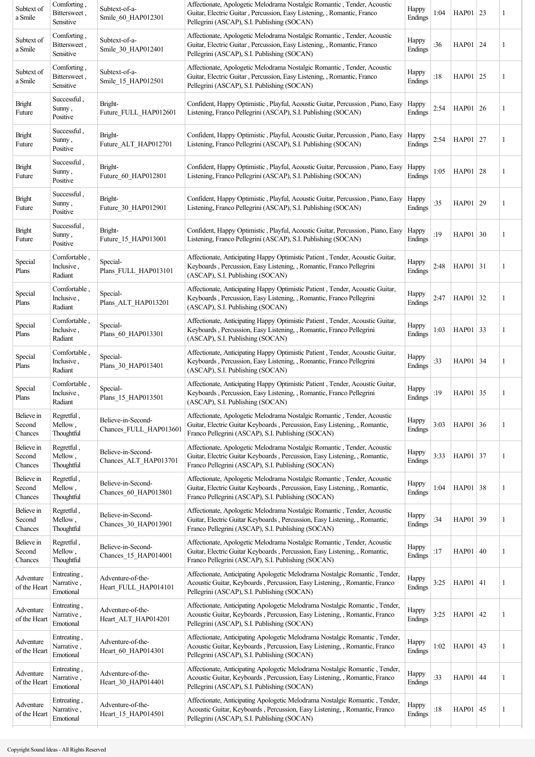| Subtext of a Smile | Comforting , Bittersweet , Sensitive | Subtext-of-a-Smile_60_HAP012301 | Affectionate, Apologetic Melodrama Nostalgic Romantic , Tender, Acoustic Guitar, Electric Guitar , Percussion, Easy Listening, , Romantic, Franco Pellegrini (ASCAP), S.I. Publishing (SOCAN) | Happy Endings | 1:04 | HAP01 | 23 | 1 |
|---|---|---|---|---|---|---|---|---|
| Subtext of a Smile | Comforting , Bittersweet , Sensitive | Subtext-of-a-Smile_30_HAP012401 | Affectionate, Apologetic Melodrama Nostalgic Romantic , Tender, Acoustic Guitar, Electric Guitar , Percussion, Easy Listening, , Romantic, Franco Pellegrini (ASCAP), S.I. Publishing (SOCAN) | Happy Endings | :36 | HAP01 | 24 | 1 |
| Subtext of a Smile | Comforting , Bittersweet , Sensitive | Subtext-of-a-Smile_15_HAP012501 | Affectionate, Apologetic Melodrama Nostalgic Romantic , Tender, Acoustic Guitar, Electric Guitar , Percussion, Easy Listening, , Romantic, Franco Pellegrini (ASCAP), S.I. Publishing (SOCAN) | Happy Endings | :18 | HAP01 | 25 | 1 |
| Bright Future | Successful , Sunny , Positive | Bright-Future_FULL_HAP012601 | Confident, Happy Optimistic , Playful, Acoustic Guitar, Percussion , Piano, Easy Listening, Franco Pellegrini (ASCAP), S.I. Publishing (SOCAN) | Happy Endings | 2:54 | HAP01 | 26 | 1 |
| Bright Future | Successful , Sunny , Positive | Bright-Future_ALT_HAP012701 | Confident, Happy Optimistic , Playful, Acoustic Guitar, Percussion , Piano, Easy Listening, Franco Pellegrini (ASCAP), S.I. Publishing (SOCAN) | Happy Endings | 2:54 | HAP01 | 27 | 1 |
| Bright Future | Successful , Sunny , Positive | Bright-Future_60_HAP012801 | Confident, Happy Optimistic , Playful, Acoustic Guitar, Percussion , Piano, Easy Listening, Franco Pellegrini (ASCAP), S.I. Publishing (SOCAN) | Happy Endings | 1:05 | HAP01 | 28 | 1 |
| Bright Future | Successful , Sunny , Positive | Bright-Future_30_HAP012901 | Confident, Happy Optimistic , Playful, Acoustic Guitar, Percussion , Piano, Easy Listening, Franco Pellegrini (ASCAP), S.I. Publishing (SOCAN) | Happy Endings | :35 | HAP01 | 29 | 1 |
| Bright Future | Successful , Sunny , Positive | Bright-Future_15_HAP013001 | Confident, Happy Optimistic , Playful, Acoustic Guitar, Percussion , Piano, Easy Listening, Franco Pellegrini (ASCAP), S.I. Publishing (SOCAN) | Happy Endings | :19 | HAP01 | 30 | 1 |
| Special Plans | Comfortable , Inclusive , Radiant | Special-Plans_FULL_HAP013101 | Affectionate, Anticipating Happy Optimistic Patient , Tender, Acoustic Guitar, Keyboards , Percussion, Easy Listening, , Romantic, Franco Pellegrini (ASCAP), S.I. Publishing (SOCAN) | Happy Endings | 2:48 | HAP01 | 31 | 1 |
| Special Plans | Comfortable , Inclusive , Radiant | Special-Plans_ALT_HAP013201 | Affectionate, Anticipating Happy Optimistic Patient , Tender, Acoustic Guitar, Keyboards , Percussion, Easy Listening, , Romantic, Franco Pellegrini (ASCAP), S.I. Publishing (SOCAN) | Happy Endings | 2:47 | HAP01 | 32 | 1 |
| Special Plans | Comfortable , Inclusive , Radiant | Special-Plans_60_HAP013301 | Affectionate, Anticipating Happy Optimistic Patient , Tender, Acoustic Guitar, Keyboards , Percussion, Easy Listening, , Romantic, Franco Pellegrini (ASCAP), S.I. Publishing (SOCAN) | Happy Endings | 1:03 | HAP01 | 33 | 1 |
| Special Plans | Comfortable , Inclusive , Radiant | Special-Plans_30_HAP013401 | Affectionate, Anticipating Happy Optimistic Patient , Tender, Acoustic Guitar, Keyboards , Percussion, Easy Listening, , Romantic, Franco Pellegrini (ASCAP), S.I. Publishing (SOCAN) | Happy Endings | :33 | HAP01 | 34 | 1 |
| Special Plans | Comfortable , Inclusive , Radiant | Special-Plans_15_HAP013501 | Affectionate, Anticipating Happy Optimistic Patient , Tender, Acoustic Guitar, Keyboards , Percussion, Easy Listening, , Romantic, Franco Pellegrini (ASCAP), S.I. Publishing (SOCAN) | Happy Endings | :19 | HAP01 | 35 | 1 |
| Believe in Second Chances | Regretful , Mellow , Thoughtful | Believe-in-Second-Chances_FULL_HAP013601 | Affectionate, Apologetic Melodrama Nostalgic Romantic , Tender, Acoustic Guitar, Electric Guitar Keyboards , Percussion, Easy Listening, , Romantic, Franco Pellegrini (ASCAP), S.I. Publishing (SOCAN) | Happy Endings | 3:03 | HAP01 | 36 | 1 |
| Believe in Second Chances | Regretful , Mellow , Thoughtful | Believe-in-Second-Chances_ALT_HAP013701 | Affectionate, Apologetic Melodrama Nostalgic Romantic , Tender, Acoustic Guitar, Electric Guitar Keyboards , Percussion, Easy Listening, , Romantic, Franco Pellegrini (ASCAP), S.I. Publishing (SOCAN) | Happy Endings | 3:33 | HAP01 | 37 | 1 |
| Believe in Second Chances | Regretful , Mellow , Thoughtful | Believe-in-Second-Chances_60_HAP013801 | Affectionate, Apologetic Melodrama Nostalgic Romantic , Tender, Acoustic Guitar, Electric Guitar Keyboards , Percussion, Easy Listening, , Romantic, Franco Pellegrini (ASCAP), S.I. Publishing (SOCAN) | Happy Endings | 1:04 | HAP01 | 38 | 1 |
| Believe in Second Chances | Regretful , Mellow , Thoughtful | Believe-in-Second-Chances_30_HAP013901 | Affectionate, Apologetic Melodrama Nostalgic Romantic , Tender, Acoustic Guitar, Electric Guitar Keyboards , Percussion, Easy Listening, , Romantic, Franco Pellegrini (ASCAP), S.I. Publishing (SOCAN) | Happy Endings | :34 | HAP01 | 39 | 1 |
| Believe in Second Chances | Regretful , Mellow , Thoughtful | Believe-in-Second-Chances_15_HAP014001 | Affectionate, Apologetic Melodrama Nostalgic Romantic , Tender, Acoustic Guitar, Electric Guitar Keyboards , Percussion, Easy Listening, , Romantic, Franco Pellegrini (ASCAP), S.I. Publishing (SOCAN) | Happy Endings | :17 | HAP01 | 40 | 1 |
| Adventure of the Heart | Entreating , Narrative , Emotional | Adventure-of-the-Heart_FULL_HAP014101 | Affectionate, Anticipating Apologetic Melodrama Nostalgic Romantic , Tender, Acoustic Guitar, Keyboards , Percussion, Easy Listening, , Romantic, Franco Pellegrini (ASCAP), S.I. Publishing (SOCAN) | Happy Endings | 3:25 | HAP01 | 41 | 1 |
| Adventure of the Heart | Entreating , Narrative , Emotional | Adventure-of-the-Heart_ALT_HAP014201 | Affectionate, Anticipating Apologetic Melodrama Nostalgic Romantic , Tender, Acoustic Guitar, Keyboards , Percussion, Easy Listening, , Romantic, Franco Pellegrini (ASCAP), S.I. Publishing (SOCAN) | Happy Endings | 3:25 | HAP01 | 42 | 1 |
| Adventure of the Heart | Entreating , Narrative , Emotional | Adventure-of-the-Heart_60_HAP014301 | Affectionate, Anticipating Apologetic Melodrama Nostalgic Romantic , Tender, Acoustic Guitar, Keyboards , Percussion, Easy Listening, , Romantic, Franco Pellegrini (ASCAP), S.I. Publishing (SOCAN) | Happy Endings | 1:02 | HAP01 | 43 | 1 |
| Adventure of the Heart | Entreating , Narrative , Emotional | Adventure-of-the-Heart_30_HAP014401 | Affectionate, Anticipating Apologetic Melodrama Nostalgic Romantic , Tender, Acoustic Guitar, Keyboards , Percussion, Easy Listening, , Romantic, Franco Pellegrini (ASCAP), S.I. Publishing (SOCAN) | Happy Endings | :33 | HAP01 | 44 | 1 |
| Adventure of the Heart | Entreating , Narrative , Emotional | Adventure-of-the-Heart_15_HAP014501 | Affectionate, Anticipating Apologetic Melodrama Nostalgic Romantic , Tender, Acoustic Guitar, Keyboards , Percussion, Easy Listening, , Romantic, Franco Pellegrini (ASCAP), S.I. Publishing (SOCAN) | Happy Endings | :18 | HAP01 | 45 | 1 |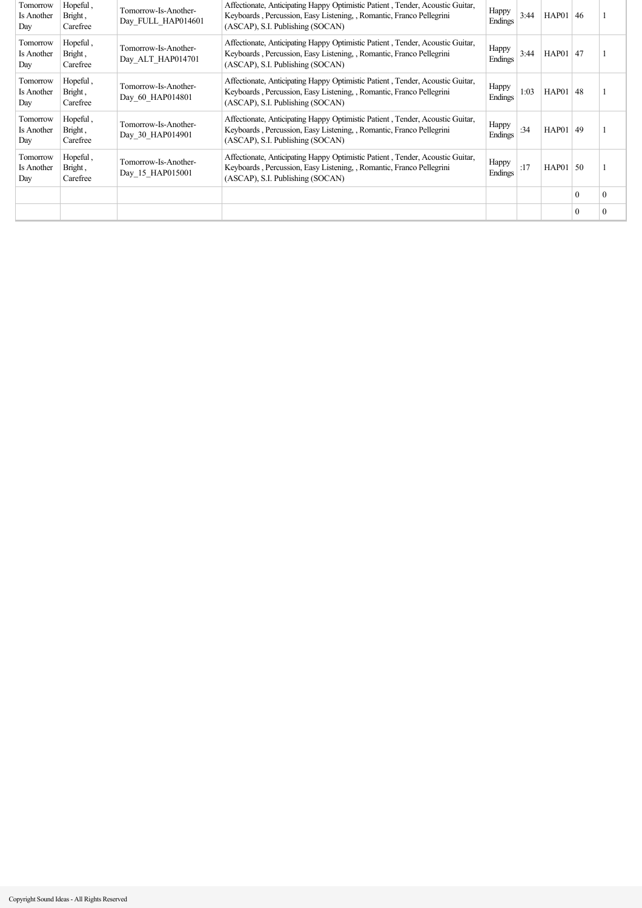| | | | | | | | | |
|---|---|---|---|---|---|---|---|---|
| Tomorrow Is Another Day | Hopeful , Bright , Carefree | Tomorrow-Is-Another-Day_FULL_HAP014601 | Affectionate, Anticipating Happy Optimistic Patient , Tender, Acoustic Guitar, Keyboards , Percussion, Easy Listening, , Romantic, Franco Pellegrini (ASCAP), S.I. Publishing (SOCAN) | Happy Endings | 3:44 | HAP01 | 46 | 1 |
| Tomorrow Is Another Day | Hopeful , Bright , Carefree | Tomorrow-Is-Another-Day_ALT_HAP014701 | Affectionate, Anticipating Happy Optimistic Patient , Tender, Acoustic Guitar, Keyboards , Percussion, Easy Listening, , Romantic, Franco Pellegrini (ASCAP), S.I. Publishing (SOCAN) | Happy Endings | 3:44 | HAP01 | 47 | 1 |
| Tomorrow Is Another Day | Hopeful , Bright , Carefree | Tomorrow-Is-Another-Day_60_HAP014801 | Affectionate, Anticipating Happy Optimistic Patient , Tender, Acoustic Guitar, Keyboards , Percussion, Easy Listening, , Romantic, Franco Pellegrini (ASCAP), S.I. Publishing (SOCAN) | Happy Endings | 1:03 | HAP01 | 48 | 1 |
| Tomorrow Is Another Day | Hopeful , Bright , Carefree | Tomorrow-Is-Another-Day_30_HAP014901 | Affectionate, Anticipating Happy Optimistic Patient , Tender, Acoustic Guitar, Keyboards , Percussion, Easy Listening, , Romantic, Franco Pellegrini (ASCAP), S.I. Publishing (SOCAN) | Happy Endings | :34 | HAP01 | 49 | 1 |
| Tomorrow Is Another Day | Hopeful , Bright , Carefree | Tomorrow-Is-Another-Day_15_HAP015001 | Affectionate, Anticipating Happy Optimistic Patient , Tender, Acoustic Guitar, Keyboards , Percussion, Easy Listening, , Romantic, Franco Pellegrini (ASCAP), S.I. Publishing (SOCAN) | Happy Endings | :17 | HAP01 | 50 | 1 |
| | | | | | | | 0 | 0 |
| | | | | | | | 0 | 0 |

Copyright Sound Ideas - All Rights Reserved